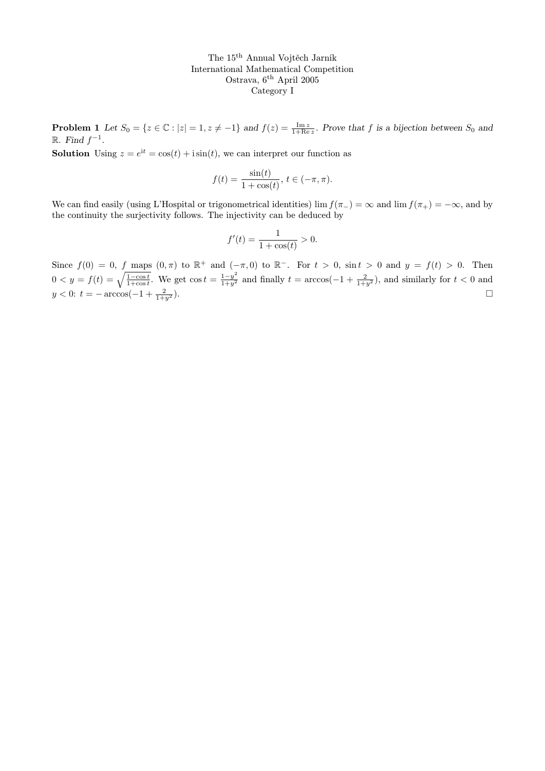The 15th Annual Vojtěch Jarník
International Mathematical Competition
Ostrava, 6th April 2005
Category I

**Problem 1** *Let $S_0 = \{z \in \mathbb{C} : |z| = 1, z \neq -1\}$ and $f(z) = \frac{\operatorname{Im} z}{1+\operatorname{Re} z}$. Prove that $f$ is a bijection between $S_0$ and $\mathbb{R}$. Find $f^{-1}$.*

**Solution** Using $z = e^{\mathrm{i}t} = \cos(t) + \mathrm{i}\sin(t)$, we can interpret our function as

$$f(t) = \frac{\sin(t)}{1+\cos(t)},\ t \in (-\pi, \pi).$$

We can find easily (using L'Hospital or trigonometrical identities) $\lim f(\pi_-) = \infty$ and $\lim f(\pi_+) = -\infty$, and by the continuity the surjectivity follows. The injectivity can be deduced by

$$f'(t) = \frac{1}{1+\cos(t)} > 0.$$

Since $f(0) = 0$, $f$ maps $(0,\pi)$ to $\mathbb{R}^+$ and $(-\pi, 0)$ to $\mathbb{R}^-$. For $t > 0$, $\sin t > 0$ and $y = f(t) > 0$. Then $0 < y = f(t) = \sqrt{\frac{1-\cos t}{1+\cos t}}$. We get $\cos t = \frac{1-y^2}{1+y^2}$ and finally $t = \arccos(-1 + \frac{2}{1+y^2})$, and similarly for $t < 0$ and $y < 0$: $t = -\arccos(-1 + \frac{2}{1+y^2})$. □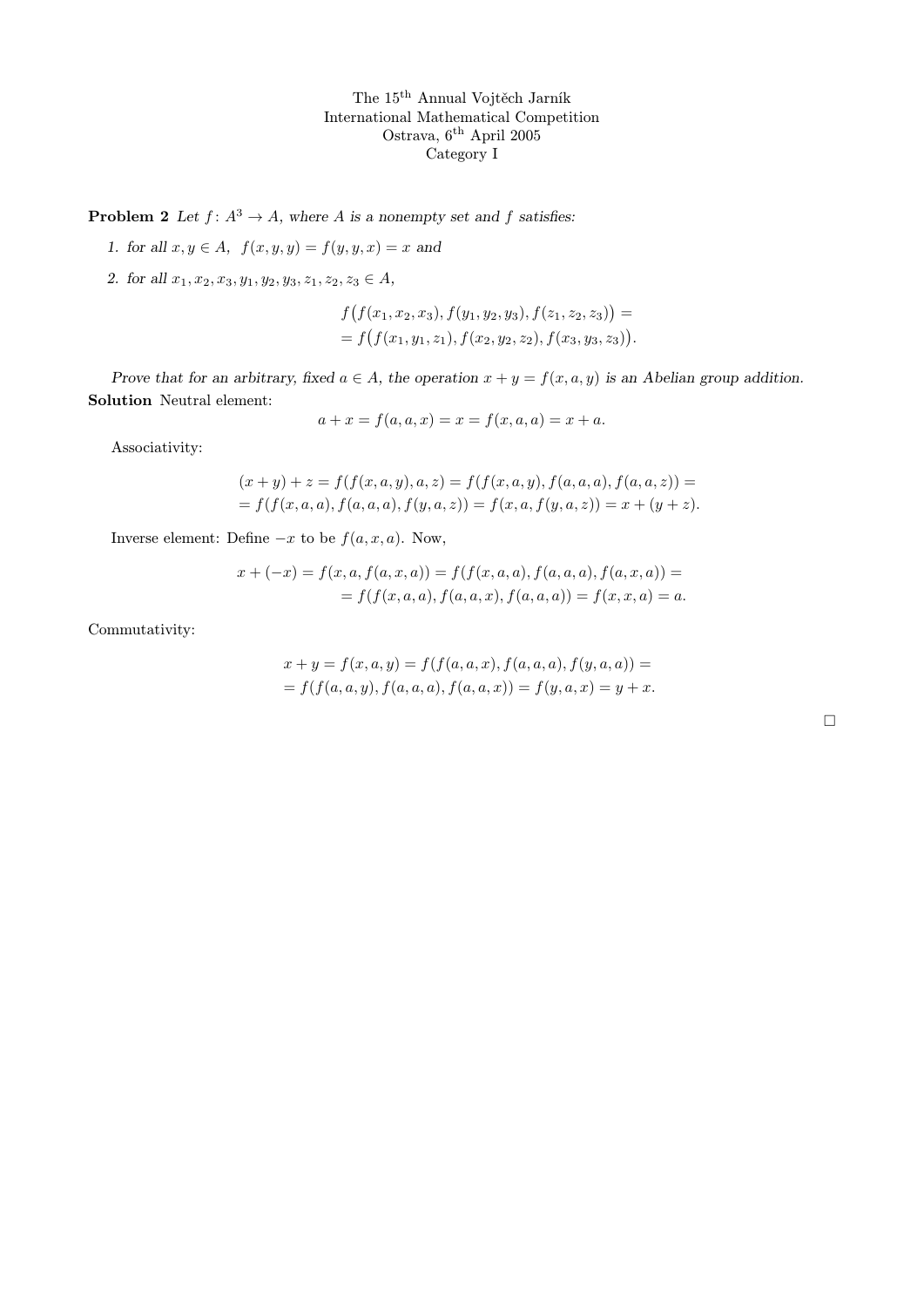The 15th Annual Vojtěch Jarník
International Mathematical Competition
Ostrava, 6th April 2005
Category I

**Problem 2** *Let $f\colon A^3 \to A$, where $A$ is a nonempty set and $f$ satisfies:*

1. *for all $x, y \in A$, $f(x,y,y) = f(y,y,x) = x$ and*
2. *for all $x_1, x_2, x_3, y_1, y_2, y_3, z_1, z_2, z_3 \in A$,*

$$f\big(f(x_1,x_2,x_3), f(y_1,y_2,y_3), f(z_1,z_2,z_3)\big) = \\ = f\big(f(x_1,y_1,z_1), f(x_2,y_2,z_2), f(x_3,y_3,z_3)\big).$$

*Prove that for an arbitrary, fixed $a \in A$, the operation $x + y = f(x,a,y)$ is an Abelian group addition.*

**Solution** Neutral element:

$$a + x = f(a,a,x) = x = f(x,a,a) = x + a.$$

Associativity:

$$(x+y)+z = f(f(x,a,y),a,z) = f(f(x,a,y), f(a,a,a), f(a,a,z)) = \\ = f(f(x,a,a), f(a,a,a), f(y,a,z)) = f(x,a,f(y,a,z)) = x + (y+z).$$

Inverse element: Define $-x$ to be $f(a,x,a)$. Now,

$$x + (-x) = f(x,a,f(a,x,a)) = f(f(x,a,a), f(a,a,a), f(a,x,a)) = \\ = f(f(x,a,a), f(a,a,x), f(a,a,a)) = f(x,x,a) = a.$$

Commutativity:

$$x + y = f(x,a,y) = f(f(a,a,x), f(a,a,a), f(y,a,a)) = \\ = f(f(a,a,y), f(a,a,a), f(a,a,x)) = f(y,a,x) = y + x.$$

□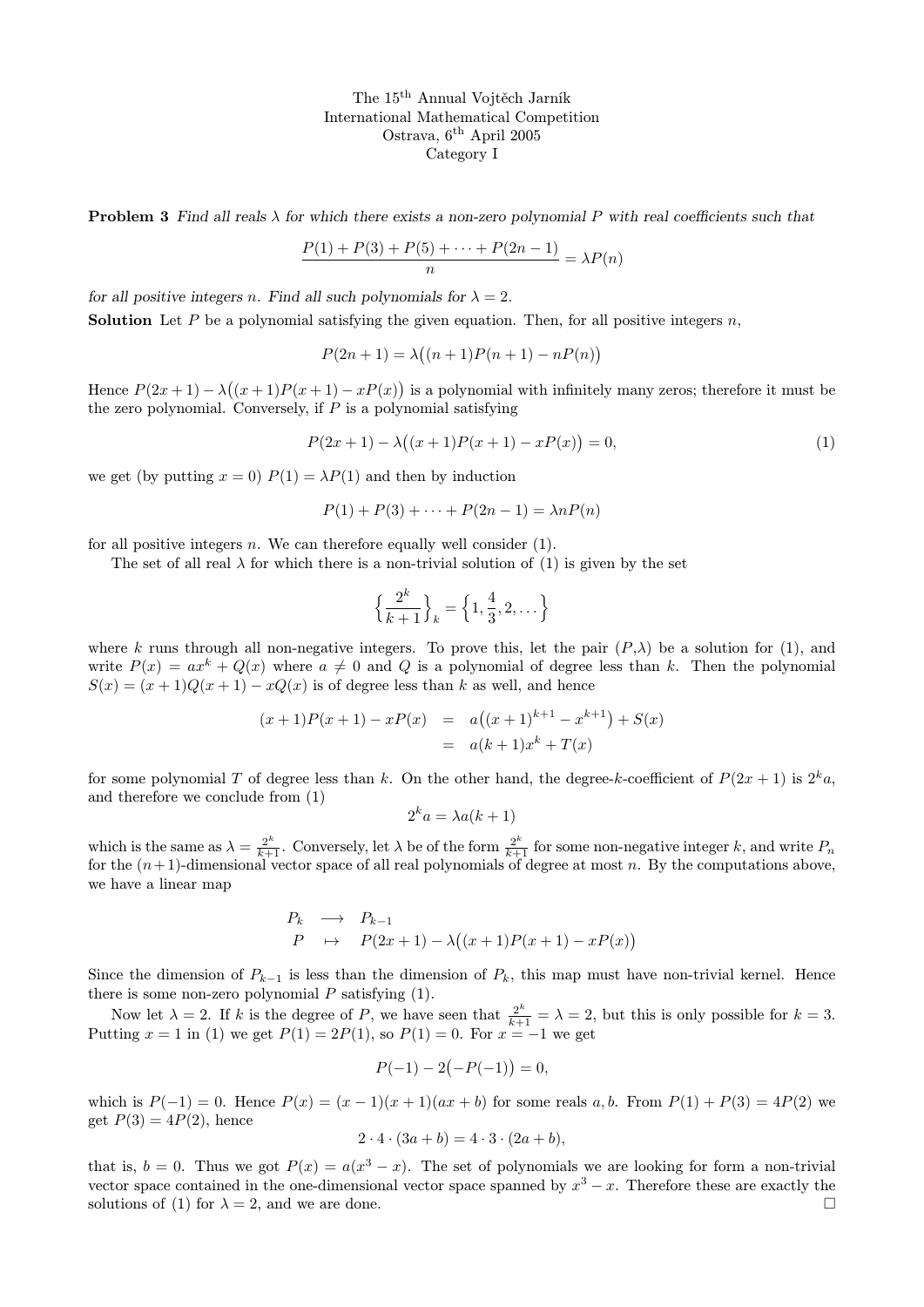The 15th Annual Vojtěch Jarník
International Mathematical Competition
Ostrava, 6th April 2005
Category I

**Problem 3** *Find all reals $\lambda$ for which there exists a non-zero polynomial $P$ with real coefficients such that*

$$\frac{P(1) + P(3) + P(5) + \cdots + P(2n-1)}{n} = \lambda P(n)$$

*for all positive integers $n$. Find all such polynomials for $\lambda = 2$.*

**Solution** Let $P$ be a polynomial satisfying the given equation. Then, for all positive integers $n$,

$$P(2n+1) = \lambda\big((n+1)P(n+1) - nP(n)\big)$$

Hence $P(2x+1) - \lambda\big((x+1)P(x+1) - xP(x)\big)$ is a polynomial with infinitely many zeros; therefore it must be the zero polynomial. Conversely, if $P$ is a polynomial satisfying

$$P(2x+1) - \lambda\big((x+1)P(x+1) - xP(x)\big) = 0, \tag{1}$$

we get (by putting $x = 0$) $P(1) = \lambda P(1)$ and then by induction

$$P(1) + P(3) + \cdots + P(2n-1) = \lambda n P(n)$$

for all positive integers $n$. We can therefore equally well consider (1).

The set of all real $\lambda$ for which there is a non-trivial solution of (1) is given by the set

$$\Big\{\frac{2^k}{k+1}\Big\}_k = \Big\{1, \frac{4}{3}, 2, \dots\Big\}$$

where $k$ runs through all non-negative integers. To prove this, let the pair $(P,\lambda)$ be a solution for (1), and write $P(x) = ax^k + Q(x)$ where $a \neq 0$ and $Q$ is a polynomial of degree less than $k$. Then the polynomial $S(x) = (x+1)Q(x+1) - xQ(x)$ is of degree less than $k$ as well, and hence

$$\begin{aligned}(x+1)P(x+1) - xP(x) &= a\big((x+1)^{k+1} - x^{k+1}\big) + S(x)\\ &= a(k+1)x^k + T(x)\end{aligned}$$

for some polynomial $T$ of degree less than $k$. On the other hand, the degree-$k$-coefficient of $P(2x+1)$ is $2^k a$, and therefore we conclude from (1)

$$2^k a = \lambda a(k+1)$$

which is the same as $\lambda = \frac{2^k}{k+1}$. Conversely, let $\lambda$ be of the form $\frac{2^k}{k+1}$ for some non-negative integer $k$, and write $P_n$ for the $(n+1)$-dimensional vector space of all real polynomials of degree at most $n$. By the computations above, we have a linear map

$$\begin{aligned}P_k &\longrightarrow P_{k-1}\\ P &\mapsto P(2x+1) - \lambda\big((x+1)P(x+1) - xP(x)\big)\end{aligned}$$

Since the dimension of $P_{k-1}$ is less than the dimension of $P_k$, this map must have non-trivial kernel. Hence there is some non-zero polynomial $P$ satisfying (1).

Now let $\lambda = 2$. If $k$ is the degree of $P$, we have seen that $\frac{2^k}{k+1} = \lambda = 2$, but this is only possible for $k = 3$. Putting $x = 1$ in (1) we get $P(1) = 2P(1)$, so $P(1) = 0$. For $x = -1$ we get

$$P(-1) - 2\big(-P(-1)\big) = 0,$$

which is $P(-1) = 0$. Hence $P(x) = (x-1)(x+1)(ax+b)$ for some reals $a, b$. From $P(1) + P(3) = 4P(2)$ we get $P(3) = 4P(2)$, hence

$$2 \cdot 4 \cdot (3a + b) = 4 \cdot 3 \cdot (2a + b),$$

that is, $b = 0$. Thus we got $P(x) = a(x^3 - x)$. The set of polynomials we are looking for form a non-trivial vector space contained in the one-dimensional vector space spanned by $x^3 - x$. Therefore these are exactly the solutions of (1) for $\lambda = 2$, and we are done. □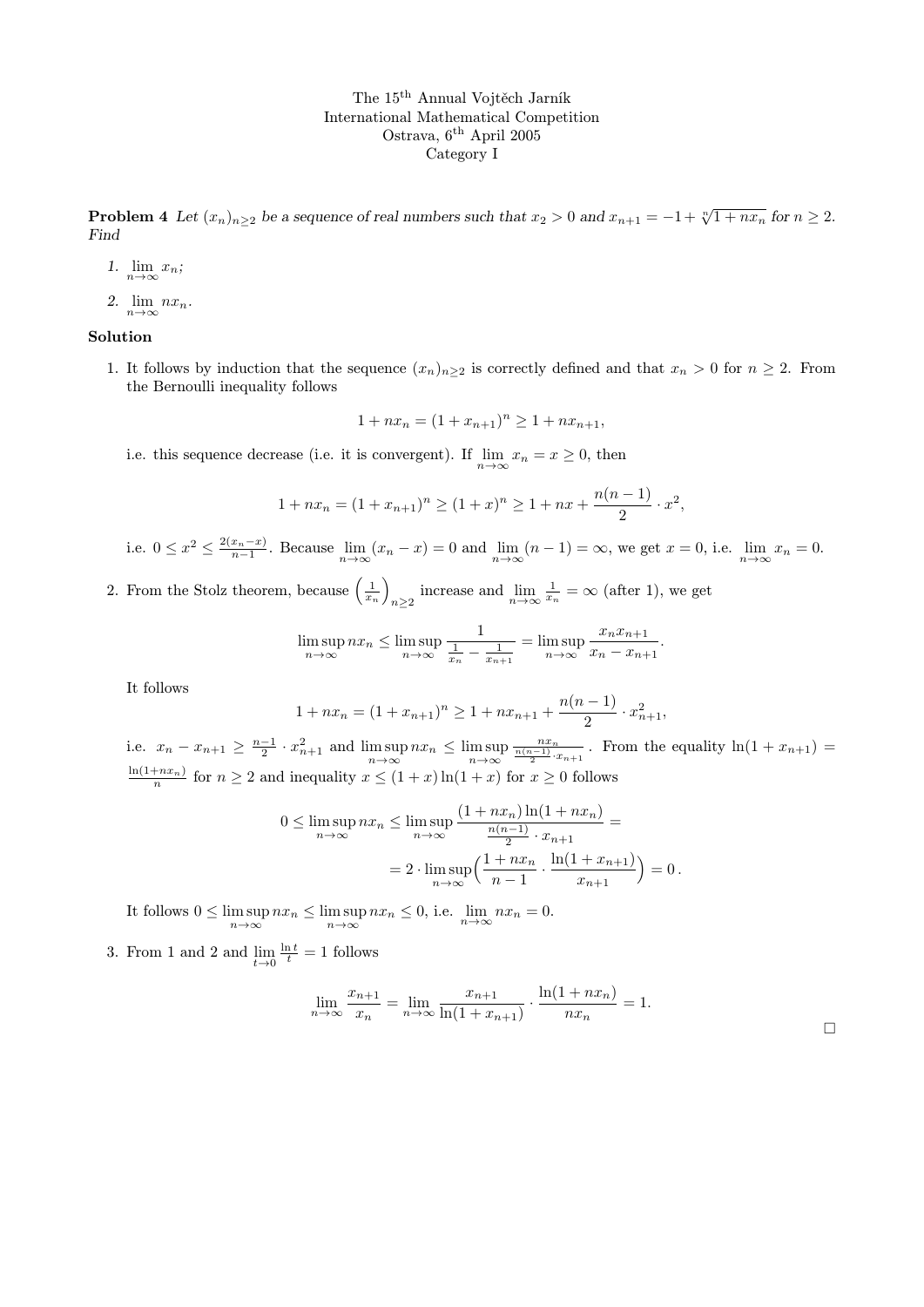The 15[th] Annual Vojtěch Jarník
International Mathematical Competition
Ostrava, 6[th] April 2005
Category I

**Problem 4** *Let $(x_n)_{n\geq 2}$ be a sequence of real numbers such that $x_2 > 0$ and $x_{n+1} = -1 + \sqrt[n]{1 + nx_n}$ for $n \geq 2$. Find*

1. $\lim\limits_{n\to\infty} x_n$;
2. $\lim\limits_{n\to\infty} nx_n$.

**Solution**

1. It follows by induction that the sequence $(x_n)_{n\geq 2}$ is correctly defined and that $x_n > 0$ for $n \geq 2$. From the Bernoulli inequality follows

$$1 + nx_n = (1 + x_{n+1})^n \geq 1 + nx_{n+1},$$

i.e. this sequence decrease (i.e. it is convergent). If $\lim\limits_{n\to\infty} x_n = x \geq 0$, then

$$1 + nx_n = (1 + x_{n+1})^n \geq (1 + x)^n \geq 1 + nx + \frac{n(n-1)}{2} \cdot x^2,$$

i.e. $0 \leq x^2 \leq \frac{2(x_n - x)}{n-1}$. Because $\lim\limits_{n\to\infty}(x_n - x) = 0$ and $\lim\limits_{n\to\infty}(n-1) = \infty$, we get $x = 0$, i.e. $\lim\limits_{n\to\infty} x_n = 0$.

2. From the Stolz theorem, because $\left(\frac{1}{x_n}\right)_{n\geq 2}$ increase and $\lim\limits_{n\to\infty} \frac{1}{x_n} = \infty$ (after 1), we get

$$\limsup_{n\to\infty} nx_n \leq \limsup_{n\to\infty} \frac{1}{\frac{1}{x_n} - \frac{1}{x_{n+1}}} = \limsup_{n\to\infty} \frac{x_n x_{n+1}}{x_n - x_{n+1}}.$$

It follows

$$1 + nx_n = (1 + x_{n+1})^n \geq 1 + nx_{n+1} + \frac{n(n-1)}{2} \cdot x_{n+1}^2,$$

i.e. $x_n - x_{n+1} \geq \frac{n-1}{2} \cdot x_{n+1}^2$ and $\limsup\limits_{n\to\infty} nx_n \leq \limsup\limits_{n\to\infty} \frac{nx_n}{\frac{n(n-1)}{2} \cdot x_{n+1}}$. From the equality $\ln(1 + x_{n+1}) = \frac{\ln(1+nx_n)}{n}$ for $n \geq 2$ and inequality $x \leq (1 + x)\ln(1 + x)$ for $x \geq 0$ follows

$$0 \leq \limsup_{n\to\infty} nx_n \leq \limsup_{n\to\infty} \frac{(1 + nx_n)\ln(1 + nx_n)}{\frac{n(n-1)}{2} \cdot x_{n+1}} =$$
$$= 2 \cdot \limsup_{n\to\infty} \Big( \frac{1 + nx_n}{n-1} \cdot \frac{\ln(1 + x_{n+1})}{x_{n+1}} \Big) = 0\,.$$

It follows $0 \leq \limsup\limits_{n\to\infty} nx_n \leq \limsup\limits_{n\to\infty} nx_n \leq 0$, i.e. $\lim\limits_{n\to\infty} nx_n = 0$.

3. From 1 and 2 and $\lim\limits_{t\to 0} \frac{\ln t}{t} = 1$ follows

$$\lim_{n\to\infty} \frac{x_{n+1}}{x_n} = \lim_{n\to\infty} \frac{x_{n+1}}{\ln(1 + x_{n+1})} \cdot \frac{\ln(1 + nx_n)}{nx_n} = 1.$$

□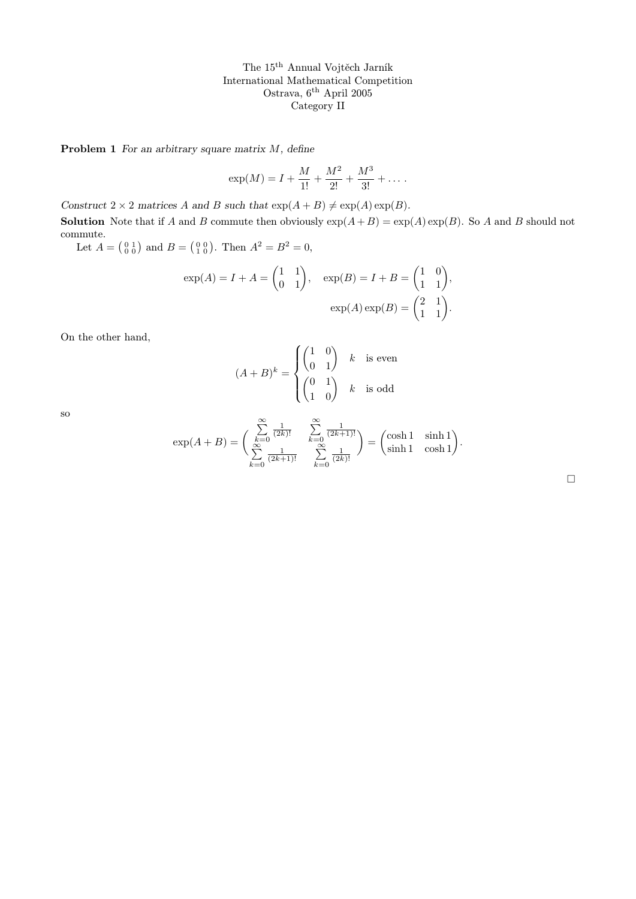The 15th Annual Vojtěch Jarník International Mathematical Competition
Ostrava, 6th April 2005
Category II

**Problem 1** *For an arbitrary square matrix $M$, define*

$$\exp(M) = I + \frac{M}{1!} + \frac{M^2}{2!} + \frac{M^3}{3!} + \dots .$$

*Construct $2 \times 2$ matrices $A$ and $B$ such that* $\exp(A+B) \neq \exp(A)\exp(B)$.

**Solution** Note that if $A$ and $B$ commute then obviously $\exp(A+B) = \exp(A)\exp(B)$. So $A$ and $B$ should not commute.

Let $A = \left(\begin{smallmatrix} 0 & 1 \\ 0 & 0 \end{smallmatrix}\right)$ and $B = \left(\begin{smallmatrix} 0 & 0 \\ 1 & 0 \end{smallmatrix}\right)$. Then $A^2 = B^2 = 0$,

$$\exp(A) = I + A = \begin{pmatrix} 1 & 1 \\ 0 & 1 \end{pmatrix}, \quad \exp(B) = I + B = \begin{pmatrix} 1 & 0 \\ 1 & 1 \end{pmatrix},$$
$$\exp(A)\exp(B) = \begin{pmatrix} 2 & 1 \\ 1 & 1 \end{pmatrix}.$$

On the other hand,

$$(A+B)^k = \begin{cases} \begin{pmatrix} 1 & 0 \\ 0 & 1 \end{pmatrix} & k \quad \text{is even} \\ \begin{pmatrix} 0 & 1 \\ 1 & 0 \end{pmatrix} & k \quad \text{is odd} \end{cases}$$

so

$$\exp(A+B) = \begin{pmatrix} \sum\limits_{k=0}^{\infty} \frac{1}{(2k)!} & \sum\limits_{k=0}^{\infty} \frac{1}{(2k+1)!} \\ \sum\limits_{k=0}^{\infty} \frac{1}{(2k+1)!} & \sum\limits_{k=0}^{\infty} \frac{1}{(2k)!} \end{pmatrix} = \begin{pmatrix} \cosh 1 & \sinh 1 \\ \sinh 1 & \cosh 1 \end{pmatrix}.$$

□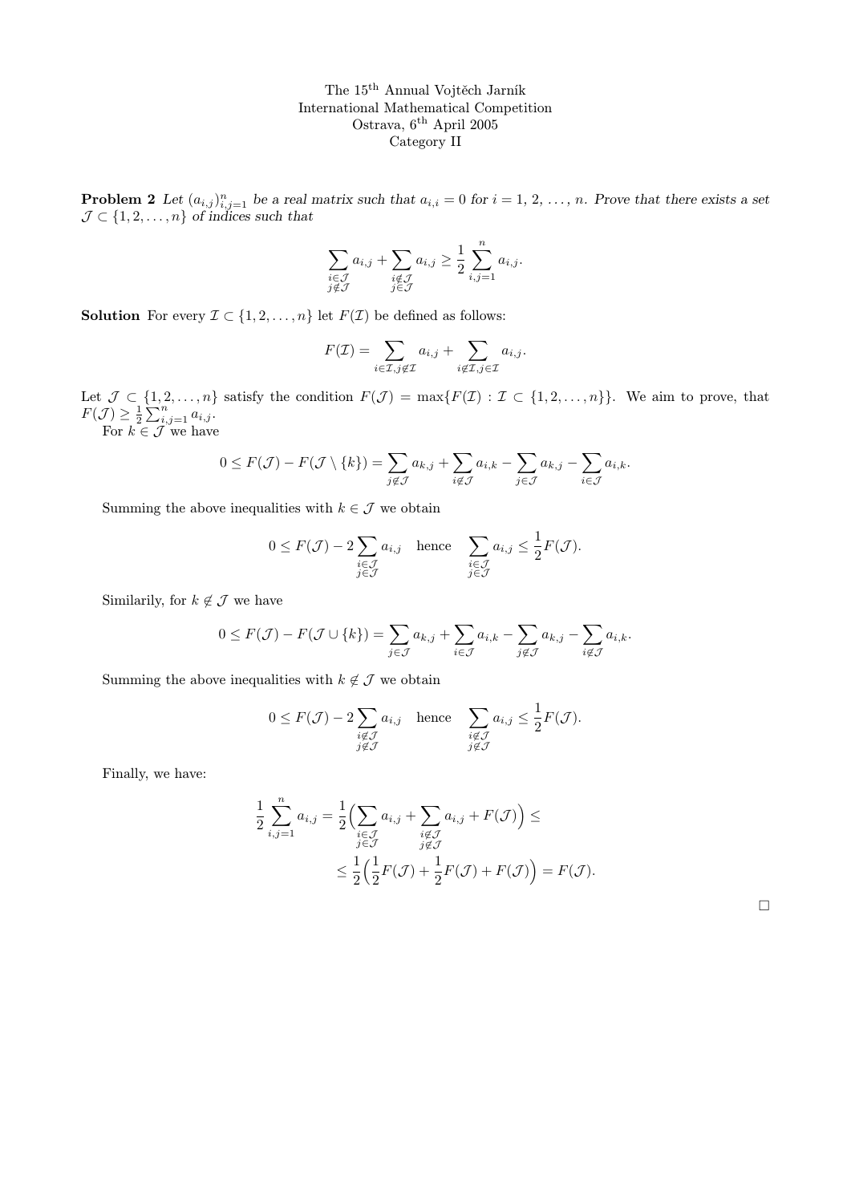The 15th Annual Vojtěch Jarník
International Mathematical Competition
Ostrava, 6th April 2005
Category II

**Problem 2** *Let $(a_{i,j})_{i,j=1}^n$ be a real matrix such that $a_{i,i} = 0$ for $i = 1, 2, \ldots, n$. Prove that there exists a set $\mathcal{J} \subset \{1, 2, \ldots, n\}$ of indices such that*

$$\sum_{\substack{i \in \mathcal{J} \\ j \notin \mathcal{J}}} a_{i,j} + \sum_{\substack{i \notin \mathcal{J} \\ j \in \mathcal{J}}} a_{i,j} \geq \frac{1}{2} \sum_{i,j=1}^{n} a_{i,j}.$$

**Solution** For every $\mathcal{I} \subset \{1, 2, \ldots, n\}$ let $F(\mathcal{I})$ be defined as follows:

$$F(\mathcal{I}) = \sum_{i \in \mathcal{I}, j \notin \mathcal{I}} a_{i,j} + \sum_{i \notin \mathcal{I}, j \in \mathcal{I}} a_{i,j}.$$

Let $\mathcal{J} \subset \{1, 2, \ldots, n\}$ satisfy the condition $F(\mathcal{J}) = \max\{F(\mathcal{I}) : \mathcal{I} \subset \{1, 2, \ldots, n\}\}$. We aim to prove, that $F(\mathcal{J}) \geq \frac{1}{2} \sum_{i,j=1}^{n} a_{i,j}$.

For $k \in \mathcal{J}$ we have

$$0 \leq F(\mathcal{J}) - F(\mathcal{J} \setminus \{k\}) = \sum_{j \notin \mathcal{J}} a_{k,j} + \sum_{i \notin \mathcal{J}} a_{i,k} - \sum_{j \in \mathcal{J}} a_{k,j} - \sum_{i \in \mathcal{J}} a_{i,k}.$$

Summing the above inequalities with $k \in \mathcal{J}$ we obtain

$$0 \leq F(\mathcal{J}) - 2 \sum_{\substack{i \in \mathcal{J} \\ j \in \mathcal{J}}} a_{i,j} \quad \text{hence} \quad \sum_{\substack{i \in \mathcal{J} \\ j \in \mathcal{J}}} a_{i,j} \leq \frac{1}{2} F(\mathcal{J}).$$

Similarily, for $k \notin \mathcal{J}$ we have

$$0 \leq F(\mathcal{J}) - F(\mathcal{J} \cup \{k\}) = \sum_{j \in \mathcal{J}} a_{k,j} + \sum_{i \in \mathcal{J}} a_{i,k} - \sum_{j \notin \mathcal{J}} a_{k,j} - \sum_{i \notin \mathcal{J}} a_{i,k}.$$

Summing the above inequalities with $k \notin \mathcal{J}$ we obtain

$$0 \leq F(\mathcal{J}) - 2 \sum_{\substack{i \notin \mathcal{J} \\ j \notin \mathcal{J}}} a_{i,j} \quad \text{hence} \quad \sum_{\substack{i \notin \mathcal{J} \\ j \notin \mathcal{J}}} a_{i,j} \leq \frac{1}{2} F(\mathcal{J}).$$

Finally, we have:

$$\frac{1}{2} \sum_{i,j=1}^{n} a_{i,j} = \frac{1}{2} \Big( \sum_{\substack{i \in \mathcal{J} \\ j \in \mathcal{J}}} a_{i,j} + \sum_{\substack{i \notin \mathcal{J} \\ j \notin \mathcal{J}}} a_{i,j} + F(\mathcal{J}) \Big) \leq$$

$$\leq \frac{1}{2} \Big( \frac{1}{2} F(\mathcal{J}) + \frac{1}{2} F(\mathcal{J}) + F(\mathcal{J}) \Big) = F(\mathcal{J}).$$

□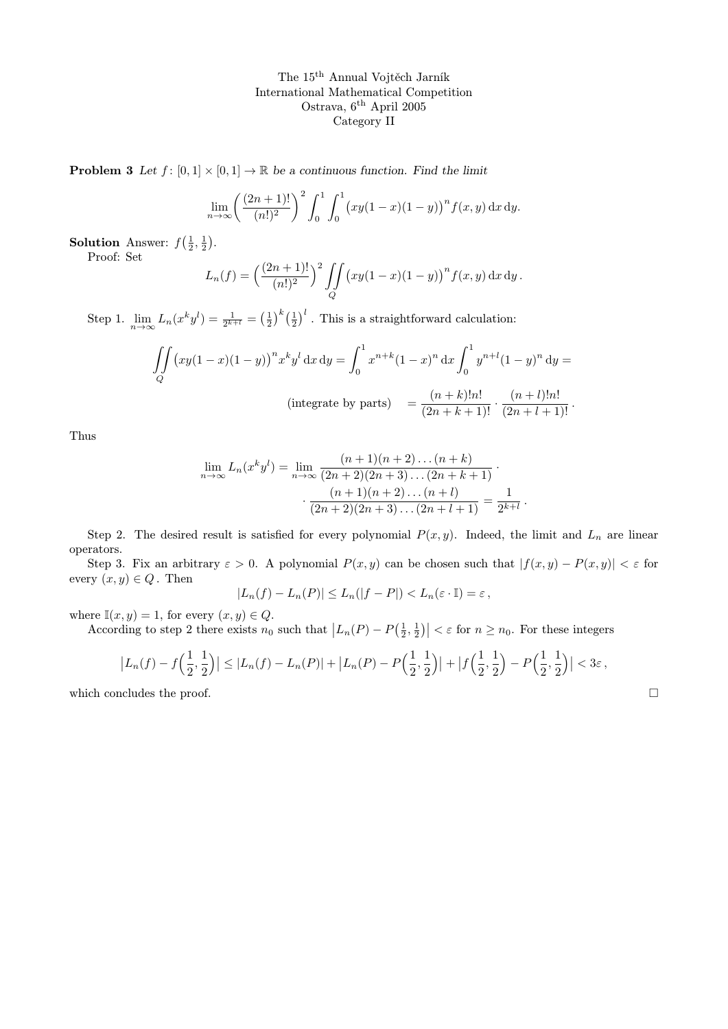The 15th Annual Vojtěch Jarník
International Mathematical Competition
Ostrava, 6th April 2005
Category II

**Problem 3** *Let $f\colon [0,1]\times[0,1]\to\mathbb{R}$ be a continuous function. Find the limit*

$$\lim_{n\to\infty}\left(\frac{(2n+1)!}{(n!)^2}\right)^2\int_0^1\int_0^1\big(xy(1-x)(1-y)\big)^n f(x,y)\,\mathrm{d}x\,\mathrm{d}y.$$

**Solution** Answer: $f\big(\frac{1}{2},\frac{1}{2}\big)$.

Proof: Set

$$L_n(f)=\Big(\frac{(2n+1)!}{(n!)^2}\Big)^2\iint\limits_Q\big(xy(1-x)(1-y)\big)^n f(x,y)\,\mathrm{d}x\,\mathrm{d}y\,.$$

Step 1. $\lim\limits_{n\to\infty}L_n(x^ky^l)=\frac{1}{2^{k+l}}=\big(\frac{1}{2}\big)^k\big(\frac{1}{2}\big)^l$ . This is a straightforward calculation:

$$\iint\limits_Q\big(xy(1-x)(1-y)\big)^n x^k y^l\,\mathrm{d}x\,\mathrm{d}y=\int_0^1 x^{n+k}(1-x)^n\,\mathrm{d}x\int_0^1 y^{n+l}(1-y)^n\,\mathrm{d}y=$$

$$\text{(integrate by parts)}\quad=\frac{(n+k)!n!}{(2n+k+1)!}\cdot\frac{(n+l)!n!}{(2n+l+1)!}\,.$$

Thus

$$\lim_{n\to\infty}L_n(x^ky^l)=\lim_{n\to\infty}\frac{(n+1)(n+2)\dots(n+k)}{(2n+2)(2n+3)\dots(2n+k+1)}\cdot$$
$$\cdot\frac{(n+1)(n+2)\dots(n+l)}{(2n+2)(2n+3)\dots(2n+l+1)}=\frac{1}{2^{k+l}}\,.$$

Step 2. The desired result is satisfied for every polynomial $P(x,y)$. Indeed, the limit and $L_n$ are linear operators.

Step 3. Fix an arbitrary $\varepsilon>0$. A polynomial $P(x,y)$ can be chosen such that $|f(x,y)-P(x,y)|<\varepsilon$ for every $(x,y)\in Q$ . Then

$$|L_n(f)-L_n(P)|\le L_n(|f-P|)<L_n(\varepsilon\cdot\mathbb{I})=\varepsilon\,,$$

where $\mathbb{I}(x,y)=1$, for every $(x,y)\in Q$.

According to step 2 there exists $n_0$ such that $\big|L_n(P)-P\big(\frac{1}{2},\frac{1}{2}\big)\big|<\varepsilon$ for $n\ge n_0$. For these integers

$$\Big|L_n(f)-f\Big(\frac{1}{2},\frac{1}{2}\Big)\Big|\le|L_n(f)-L_n(P)|+\Big|L_n(P)-P\Big(\frac{1}{2},\frac{1}{2}\Big)\Big|+\Big|f\Big(\frac{1}{2},\frac{1}{2}\Big)-P\Big(\frac{1}{2},\frac{1}{2}\Big)\Big|<3\varepsilon\,,$$

which concludes the proof. □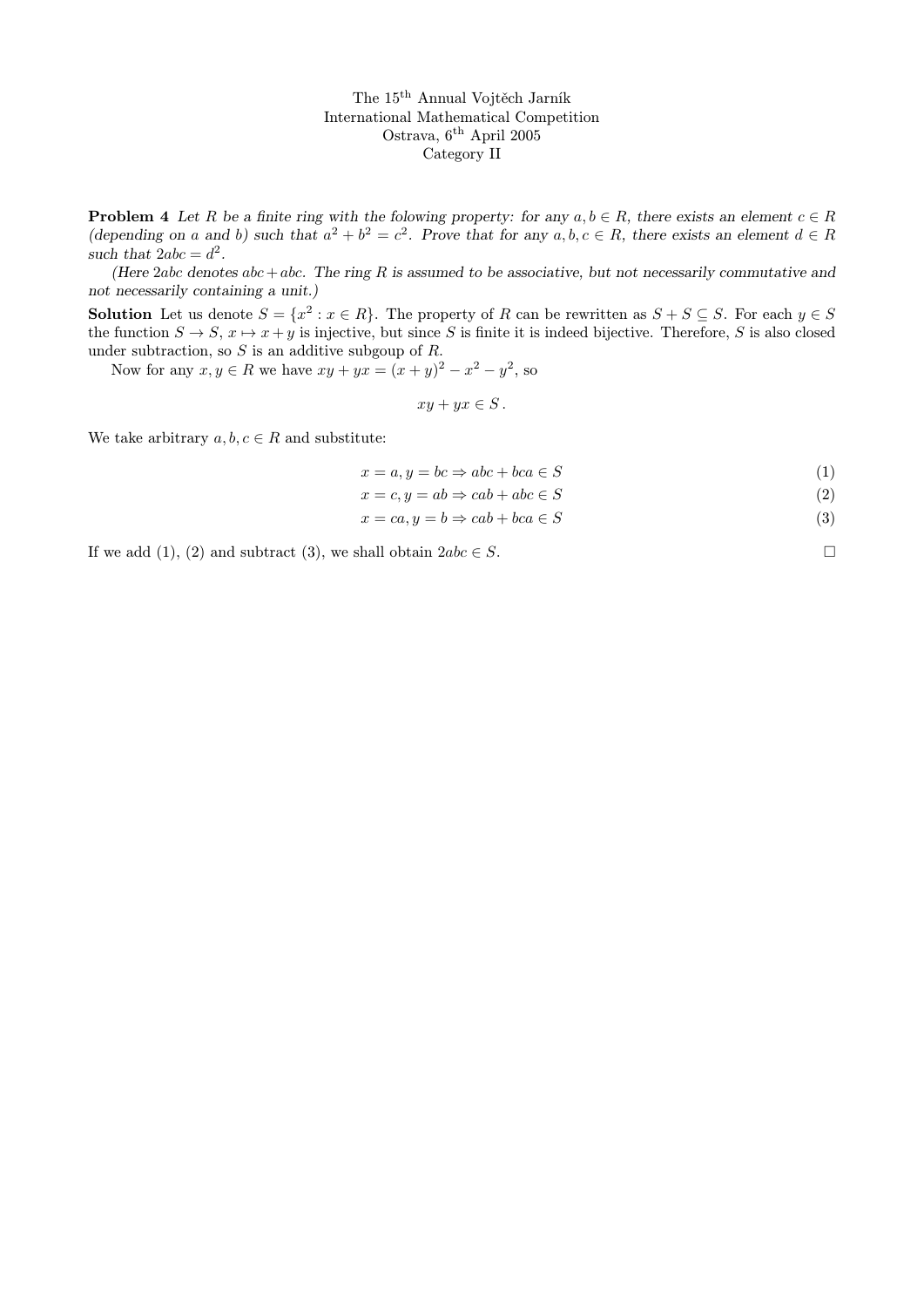The 15th Annual Vojtěch Jarník
International Mathematical Competition
Ostrava, 6th April 2005
Category II

**Problem 4** *Let $R$ be a finite ring with the folowing property: for any $a, b \in R$, there exists an element $c \in R$ (depending on $a$ and $b$) such that $a^2 + b^2 = c^2$. Prove that for any $a, b, c \in R$, there exists an element $d \in R$ such that $2abc = d^2$.*

*(Here $2abc$ denotes $abc + abc$. The ring $R$ is assumed to be associative, but not necessarily commutative and not necessarily containing a unit.)*

**Solution** Let us denote $S = \{x^2 : x \in R\}$. The property of $R$ can be rewritten as $S + S \subseteq S$. For each $y \in S$ the function $S \to S$, $x \mapsto x + y$ is injective, but since $S$ is finite it is indeed bijective. Therefore, $S$ is also closed under subtraction, so $S$ is an additive subgoup of $R$.

Now for any $x, y \in R$ we have $xy + yx = (x + y)^2 - x^2 - y^2$, so

$$xy + yx \in S.$$

We take arbitrary $a, b, c \in R$ and substitute:

$$x = a, y = bc \Rightarrow abc + bca \in S \tag{1}$$

$$x = c, y = ab \Rightarrow cab + abc \in S \tag{2}$$

$$x = ca, y = b \Rightarrow cab + bca \in S \tag{3}$$

If we add (1), (2) and subtract (3), we shall obtain $2abc \in S$. $\square$